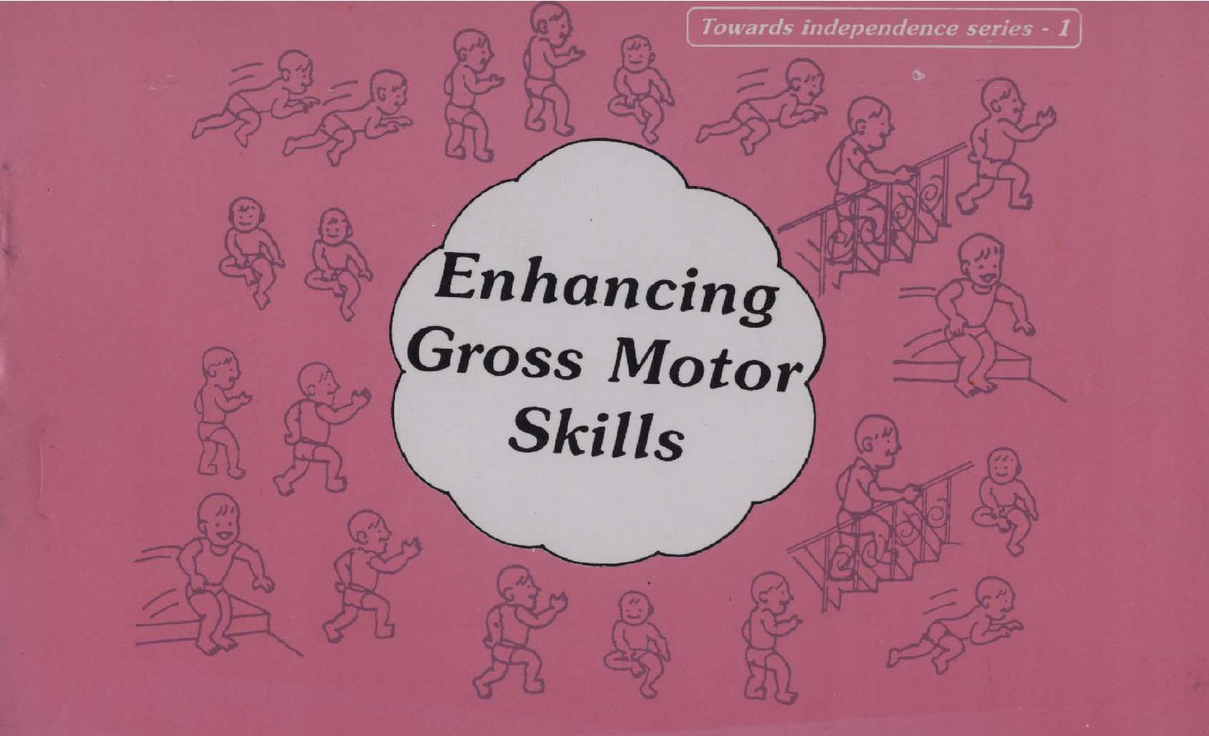*Towards independence series - 1*

# Enhancing Gross Motor Skills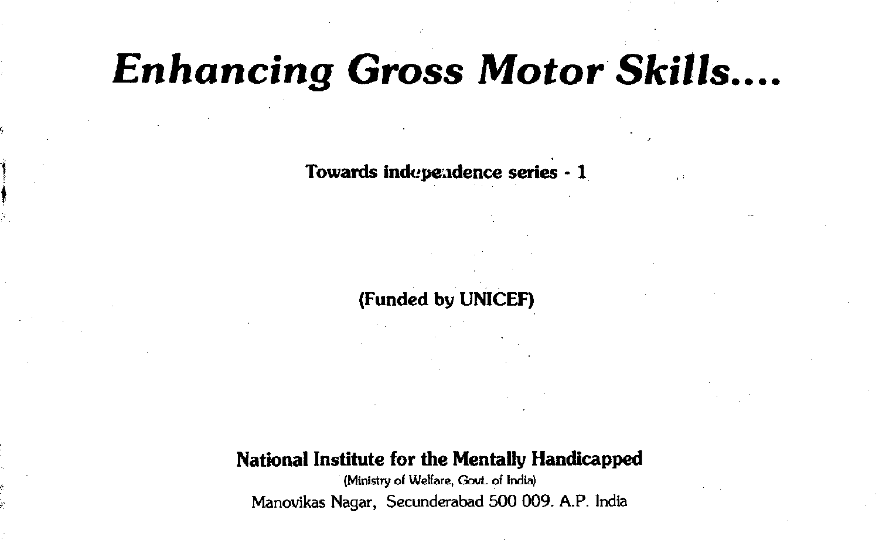# *Enhancing Gross Motor Skills....*

**Towards independence series - 1**

**(Funded by UNICEF)**

**National Institute for the Mentally Handicapped**

(Ministry of Welfare, Govt. of India)

Manovikas Nagar, Secunderabad 500 009. A.P. India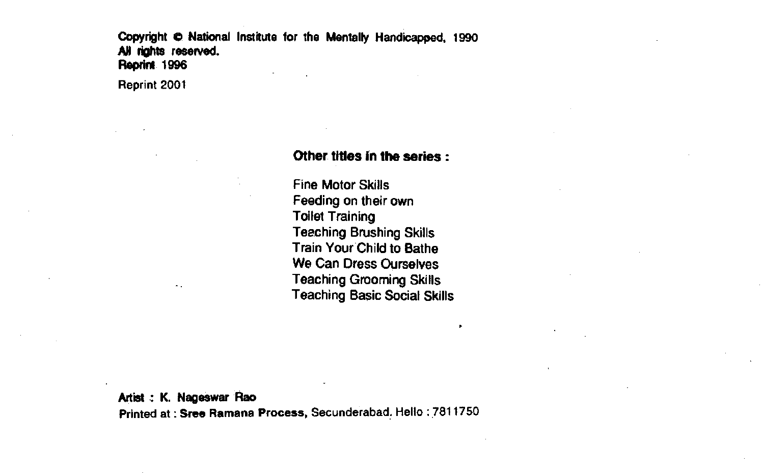**Copyright © National Institute for the Mentally Handicapped, 1990**
**All rights reserved.**
**Reprint 1996**

Reprint 2001

**Other titles in the series :**

Fine Motor Skills
Feeding on their own
Toilet Training
Teaching Brushing Skills
Train Your Child to Bathe
We Can Dress Ourselves
Teaching Grooming Skills
Teaching Basic Social Skills

**Artist : K. Nageswar Rao**
**Printed at : Sree Ramana Process,** Secunderabad. Hello : 7811750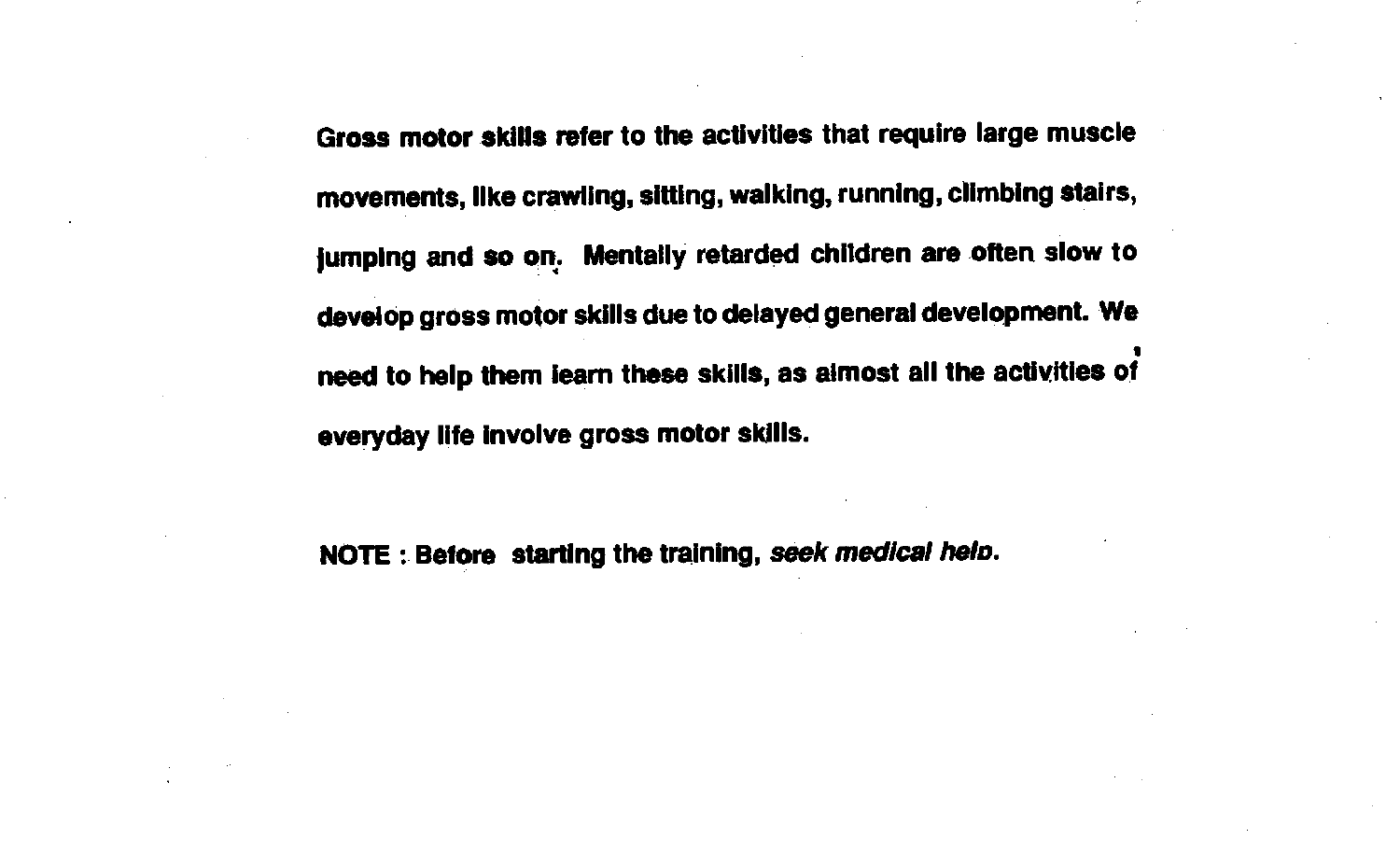**Gross motor skills refer to the activities that require large muscle movements, like crawling, sitting, walking, running, climbing stairs, jumping and so on. Mentally retarded children are often slow to develop gross motor skills due to delayed general development. We need to help them learn these skills, as almost all the activities of everyday life involve gross motor skills.**

**NOTE : Before starting the training, *seek medical help.***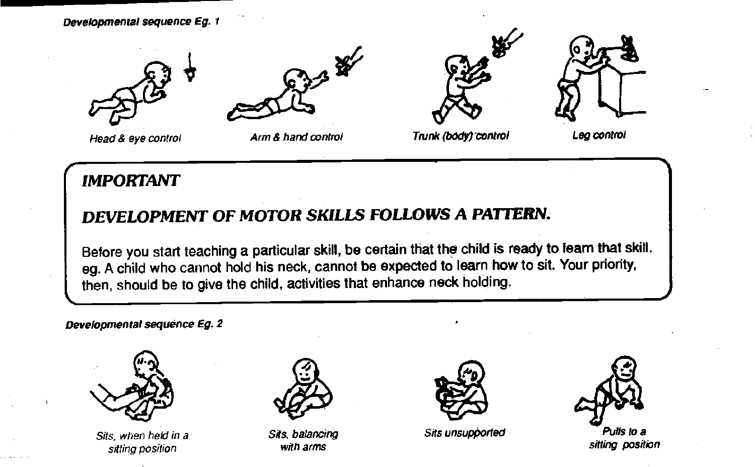*Developmental sequence Eg. 1*

Head & eye control

Arm & hand control

Trunk (body) control

Leg control

**IMPORTANT**

**DEVELOPMENT OF MOTOR SKILLS FOLLOWS A PATTERN.**

Before you start teaching a particular skill, be certain that the child is ready to learn that skill. eg. A child who cannot hold his neck, cannot be expected to learn how to sit. Your priority, then, should be to give the child, activities that enhance neck holding.

*Developmental sequence Eg. 2*

Sits, when held in a sitting position

Sits, balancing with arms

Sits unsupported

Pulls to a sitting position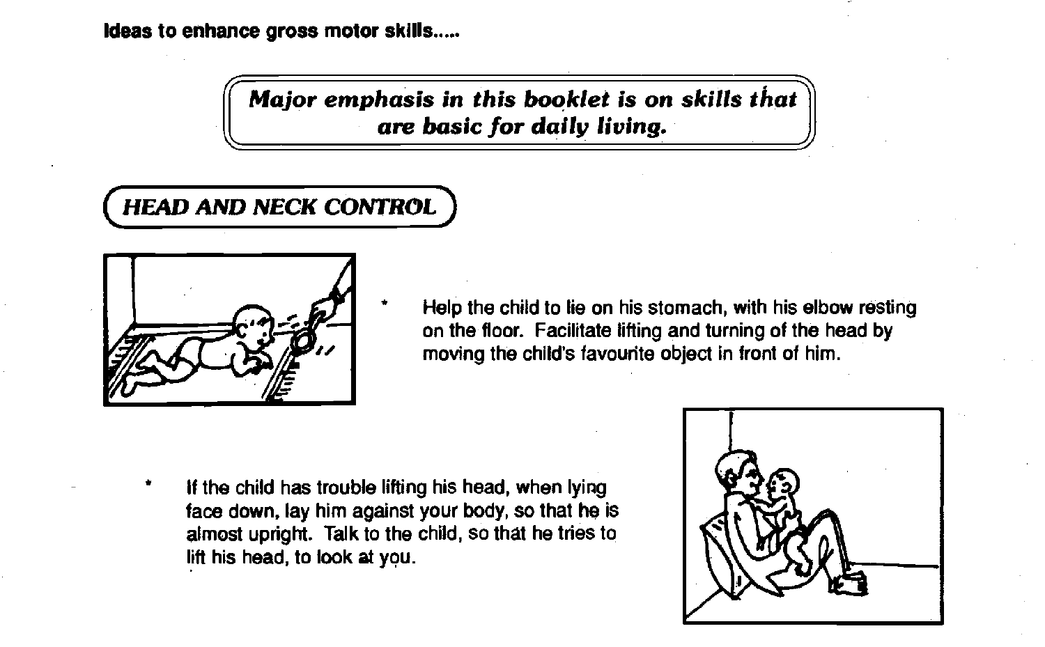**Ideas to enhance gross motor skills.....**

***Major emphasis in this booklet is on skills that are basic for daily living.***

## *HEAD AND NECK CONTROL*

* Help the child to lie on his stomach, with his elbow resting on the floor. Facilitate lifting and turning of the head by moving the child's favourite object in front of him.

* If the child has trouble lifting his head, when lying face down, lay him against your body, so that he is almost upright. Talk to the child, so that he tries to lift his head, to look at you.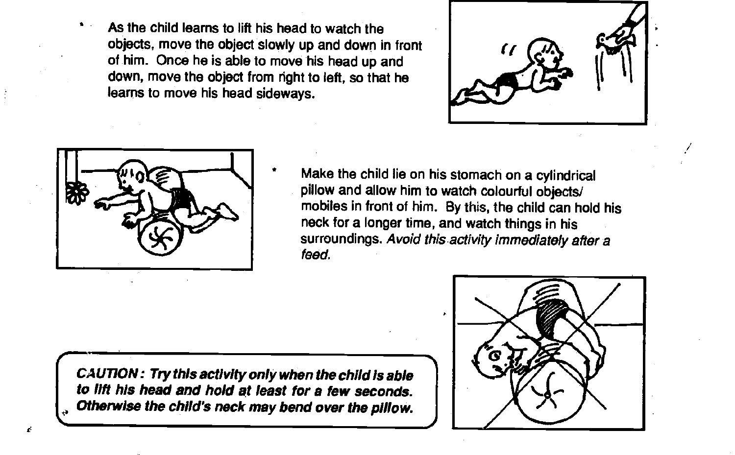- As the child learns to lift his head to watch the objects, move the object slowly up and down in front of him. Once he is able to move his head up and down, move the object from right to left, so that he learns to move his head sideways.

- Make the child lie on his stomach on a cylindrical pillow and allow him to watch colourful objects/ mobiles in front of him. By this, the child can hold his neck for a longer time, and watch things in his surroundings. *Avoid this activity immediately after a feed.*

***CAUTION : Try this activity only when the child is able to lift his head and hold at least for a few seconds. Otherwise the child's neck may bend over the pillow.***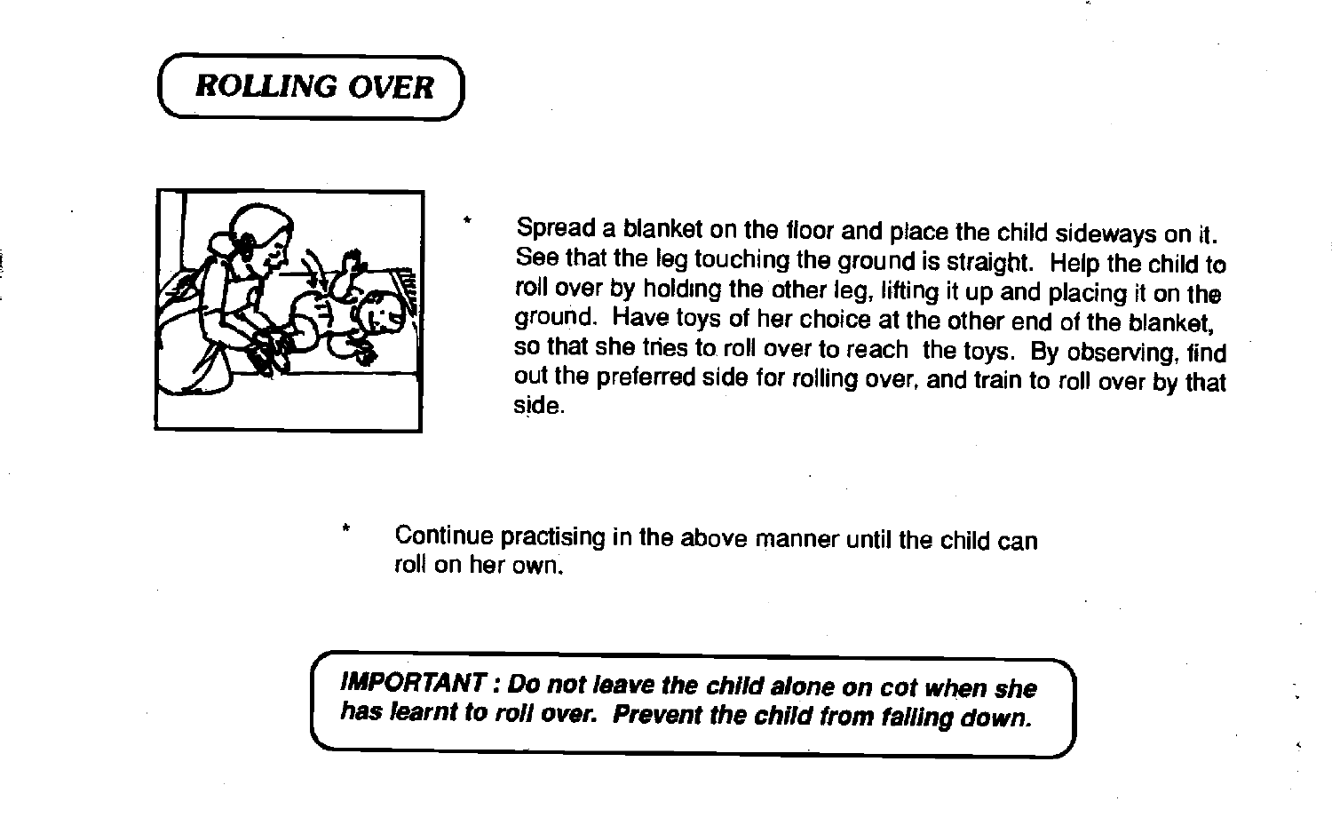## ROLLING OVER

* Spread a blanket on the floor and place the child sideways on it. See that the leg touching the ground is straight. Help the child to roll over by holding the other leg, lifting it up and placing it on the ground. Have toys of her choice at the other end of the blanket, so that she tries to roll over to reach the toys. By observing, find out the preferred side for rolling over, and train to roll over by that side.

* Continue practising in the above manner until the child can roll on her own.

***IMPORTANT : Do not leave the child alone on cot when she has learnt to roll over. Prevent the child from falling down.***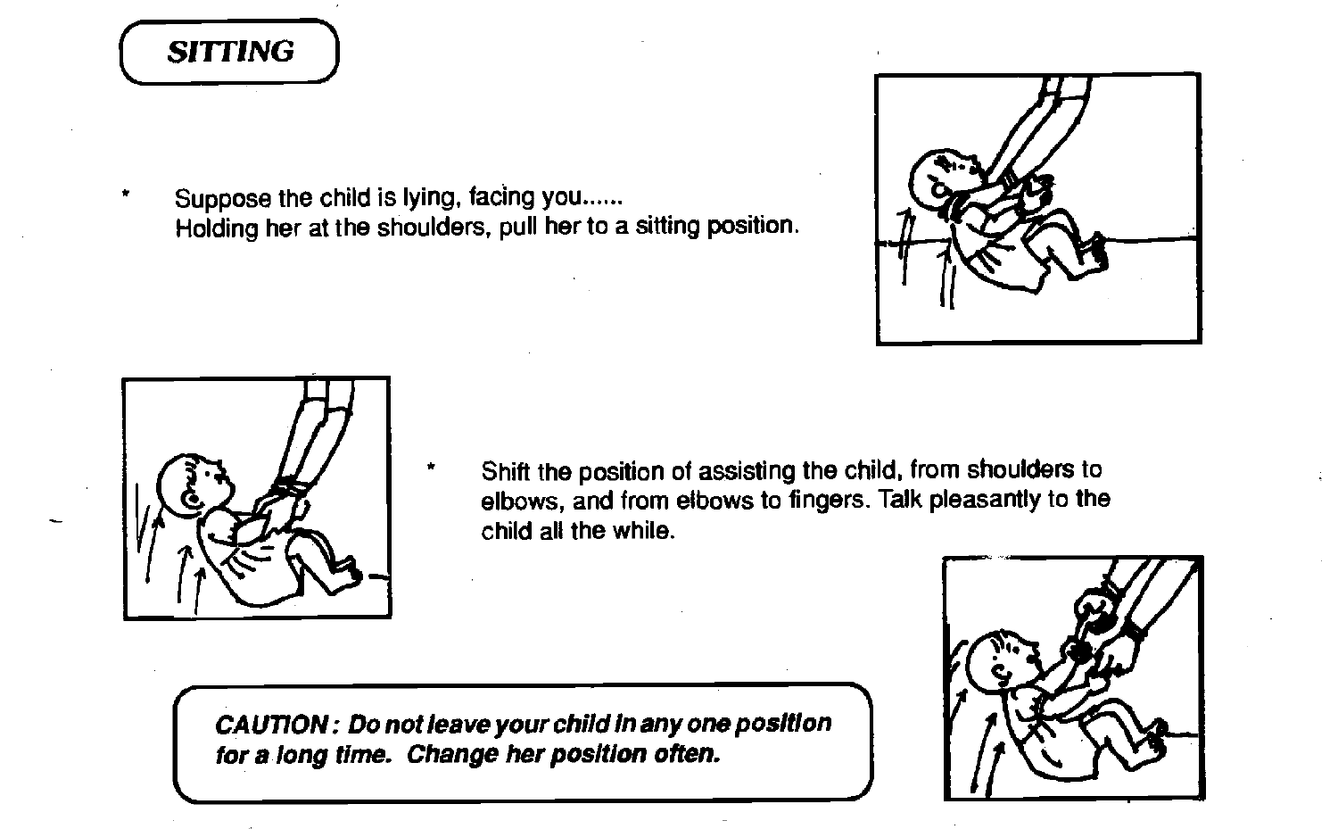## SITTING

* Suppose the child is lying, facing you......
  Holding her at the shoulders, pull her to a sitting position.

* Shift the position of assisting the child, from shoulders to elbows, and from elbows to fingers. Talk pleasantly to the child all the while.

***CAUTION : Do not leave your child in any one position for a long time. Change her position often.***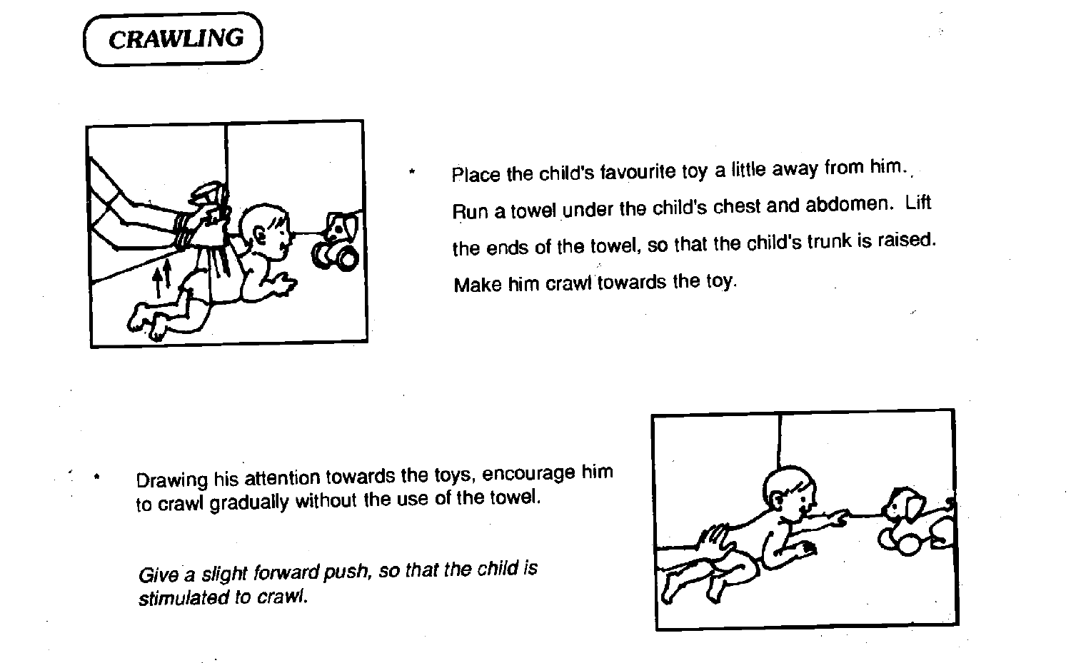# CRAWLING

* Place the child's favourite toy a little away from him. Run a towel under the child's chest and abdomen. Lift the ends of the towel, so that the child's trunk is raised. Make him crawl towards the toy.

* Drawing his attention towards the toys, encourage him to crawl gradually without the use of the towel.

  *Give a slight forward push, so that the child is stimulated to crawl.*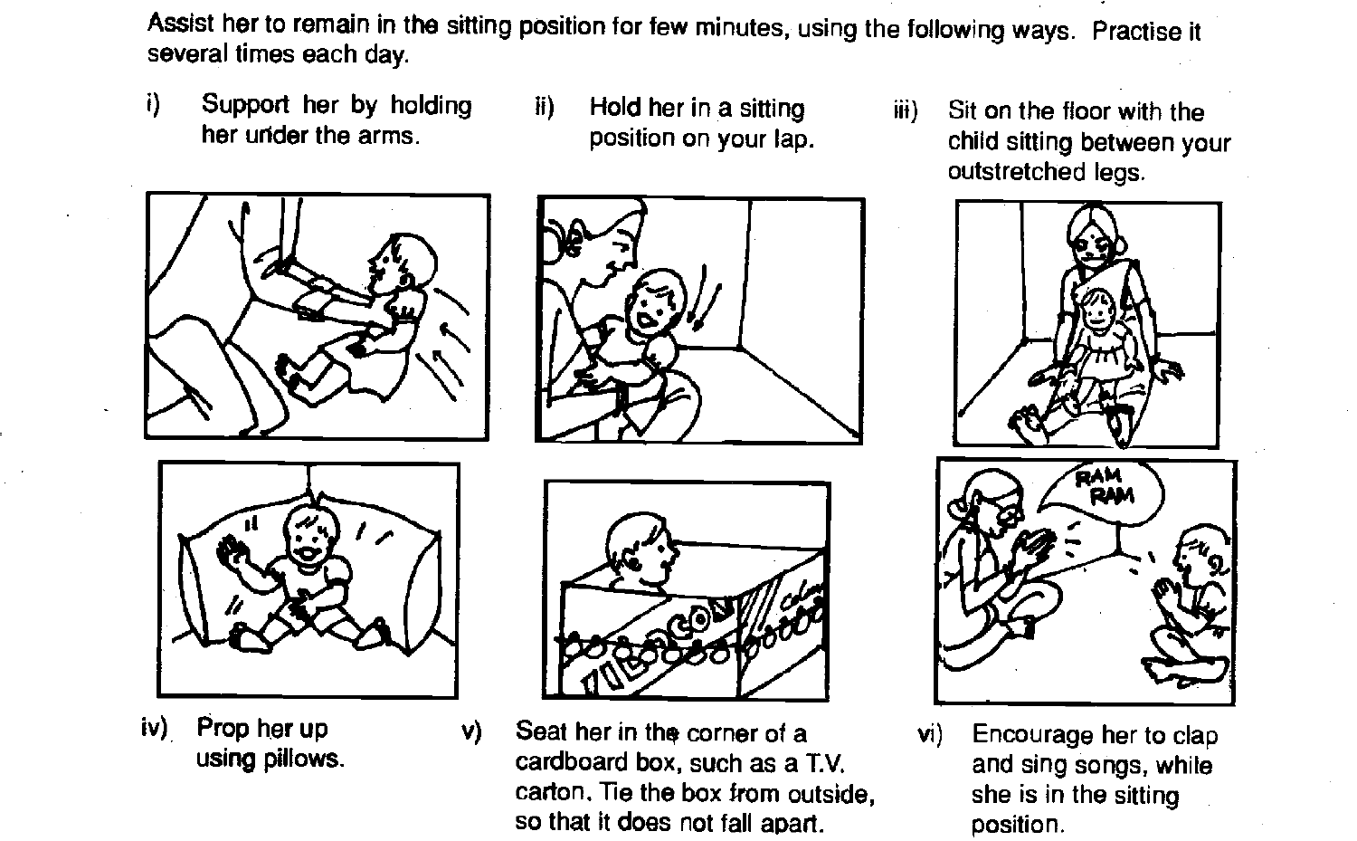Assist her to remain in the sitting position for few minutes, using the following ways. Practise it several times each day.

i) Support her by holding her under the arms.

ii) Hold her in a sitting position on your lap.

iii) Sit on the floor with the child sitting between your outstretched legs.

iv) Prop her up using pillows.

v) Seat her in the corner of a cardboard box, such as a T.V. carton. Tie the box from outside, so that it does not fall apart.

vi) Encourage her to clap and sing songs, while she is in the sitting position.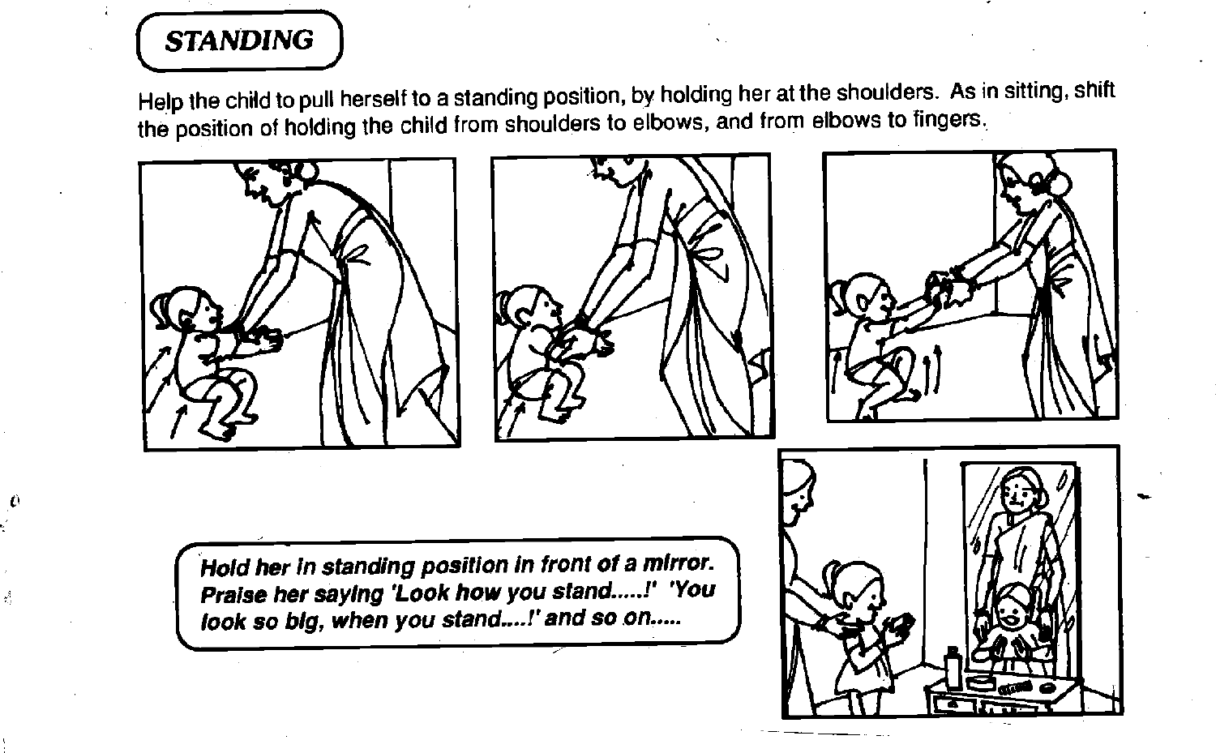## STANDING

Help the child to pull herself to a standing position, by holding her at the shoulders. As in sitting, shift the position of holding the child from shoulders to elbows, and from elbows to fingers.

***Hold her in standing position in front of a mirror. Praise her saying 'Look how you stand.....!' 'You look so big, when you stand....!' and so on.....***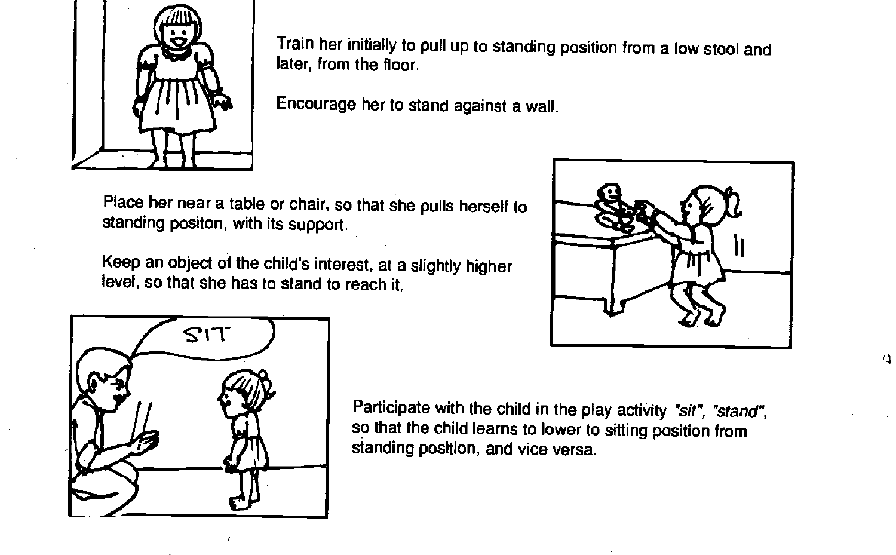Train her initially to pull up to standing position from a low stool and later, from the floor.

Encourage her to stand against a wall.

Place her near a table or chair, so that she pulls herself to standing positon, with its support.

Keep an object of the child's interest, at a slightly higher level, so that she has to stand to reach it.

Participate with the child in the play activity *"sit", "stand"*, so that the child learns to lower to sitting position from standing position, and vice versa.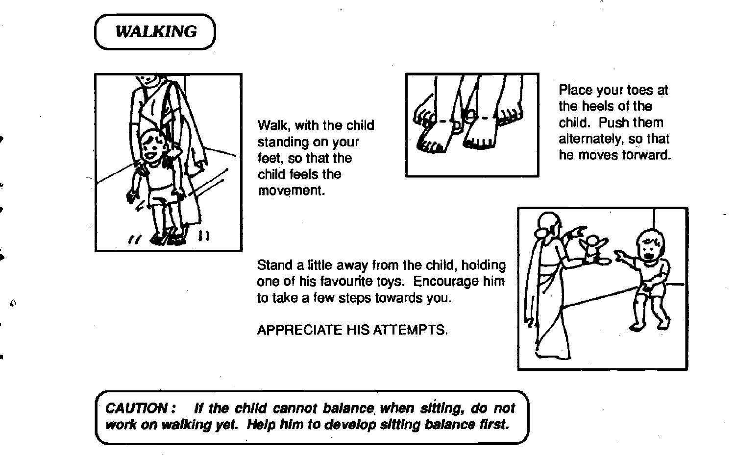## *WALKING*

Walk, with the child standing on your feet, so that the child feels the movement.

Place your toes at the heels of the child. Push them alternately, so that he moves forward.

Stand a little away from the child, holding one of his favourite toys. Encourage him to take a few steps towards you.

APPRECIATE HIS ATTEMPTS.

***CAUTION :*** ***If the child cannot balance when sitting, do not work on walking yet. Help him to develop sitting balance first.***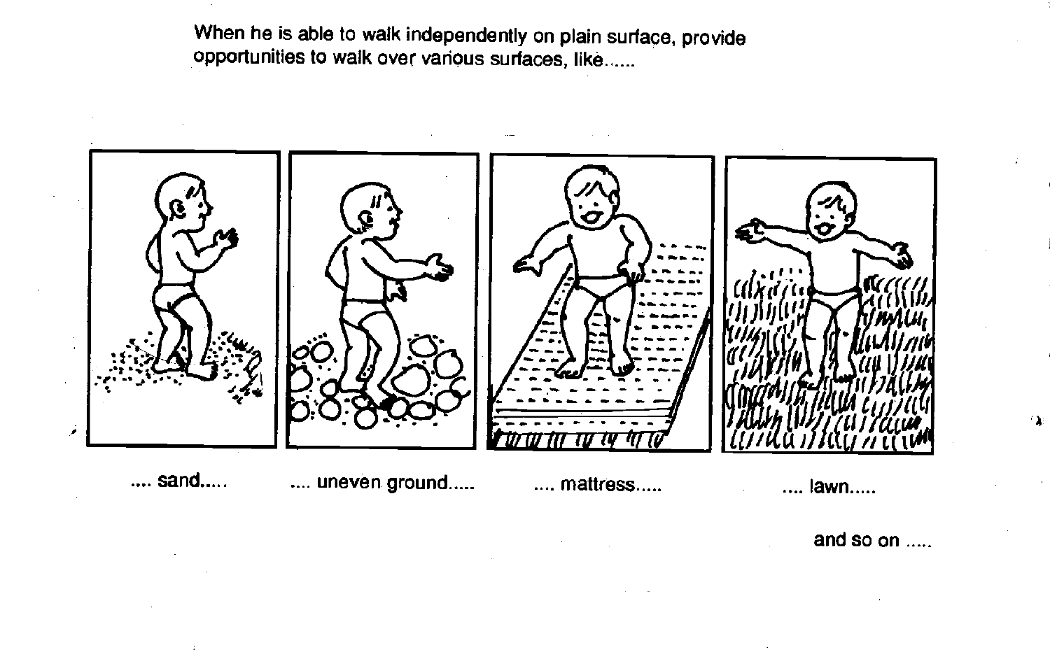When he is able to walk independently on plain surface, provide opportunities to walk over various surfaces, like......

.... sand.....

.... uneven ground.....

.... mattress.....

.... lawn.....

and so on .....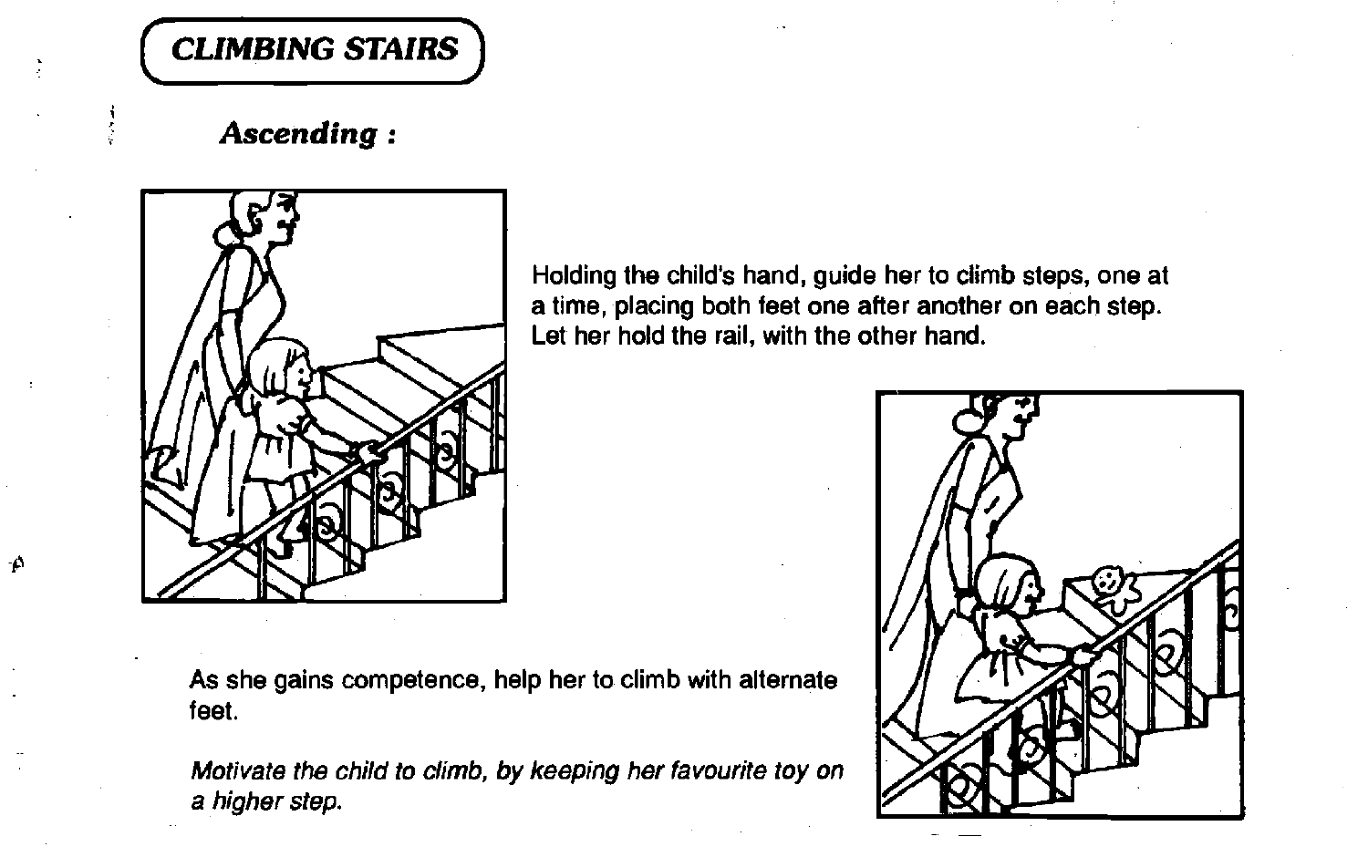## CLIMBING STAIRS

### *Ascending :*

Holding the child's hand, guide her to climb steps, one at a time, placing both feet one after another on each step. Let her hold the rail, with the other hand.

As she gains competence, help her to climb with alternate feet.

*Motivate the child to climb, by keeping her favourite toy on a higher step.*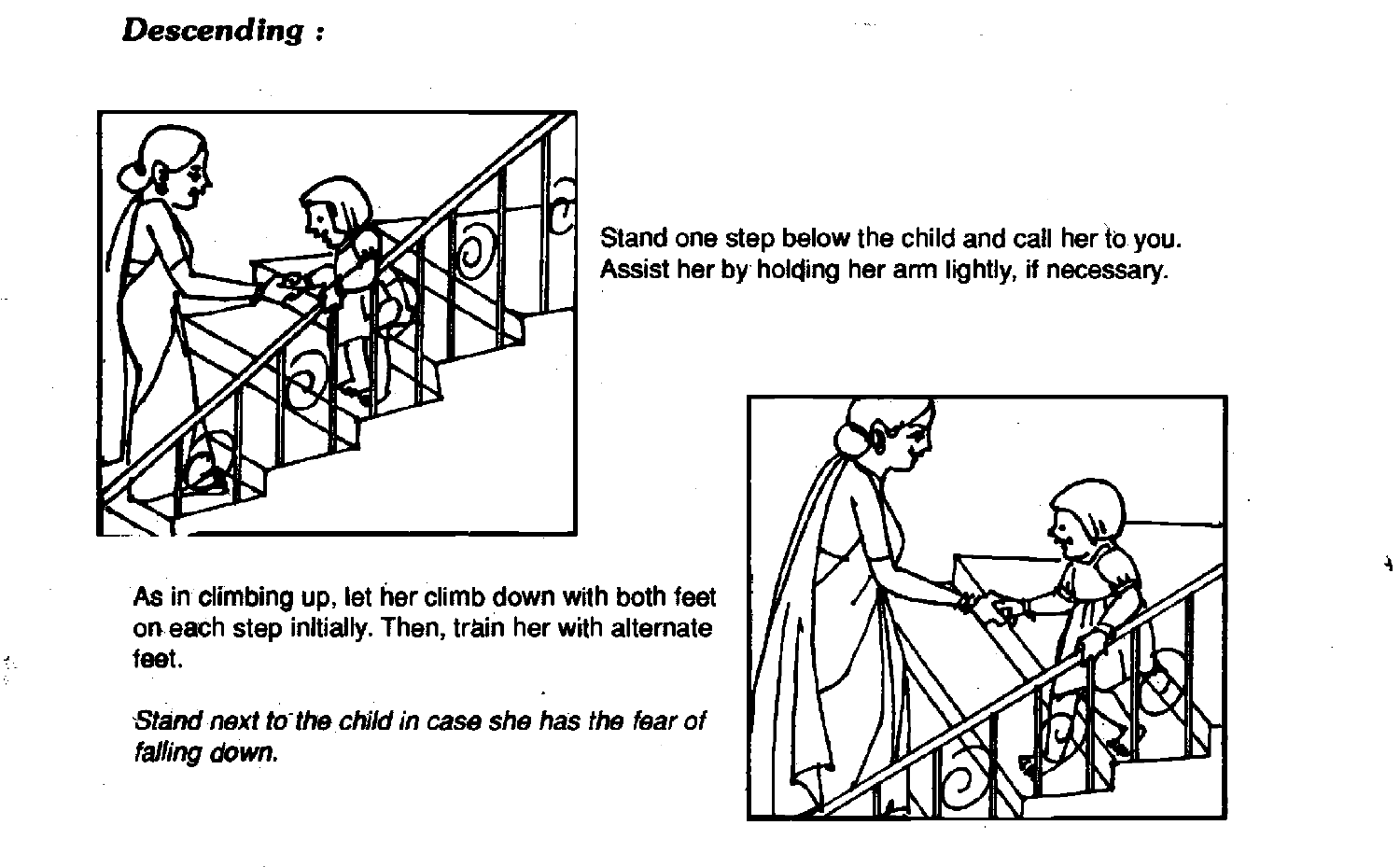***Descending :***

Stand one step below the child and call her to you. Assist her by holding her arm lightly, if necessary.

As in climbing up, let her climb down with both feet on each step initially. Then, train her with alternate feet.

*Stand next to the child in case she has the fear of falling down.*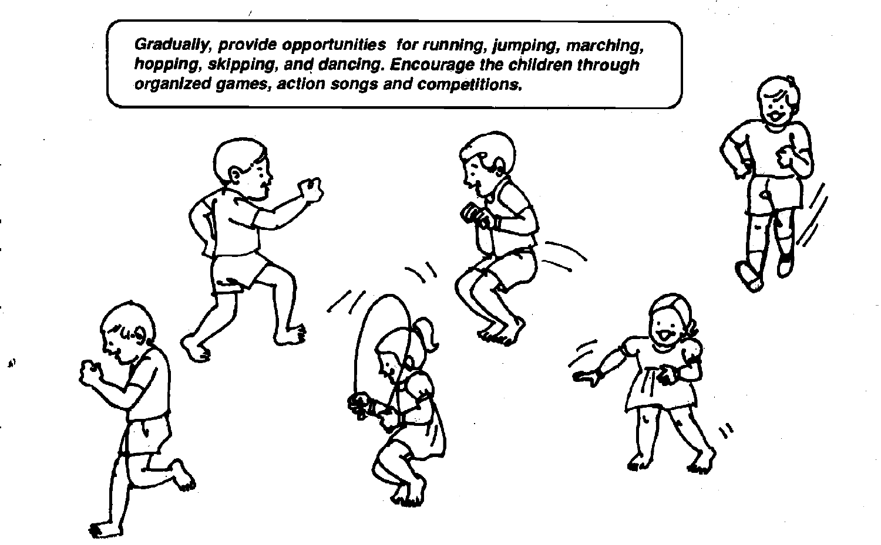***Gradually, provide opportunities for running, jumping, marching, hopping, skipping, and dancing. Encourage the children through organized games, action songs and competitions.***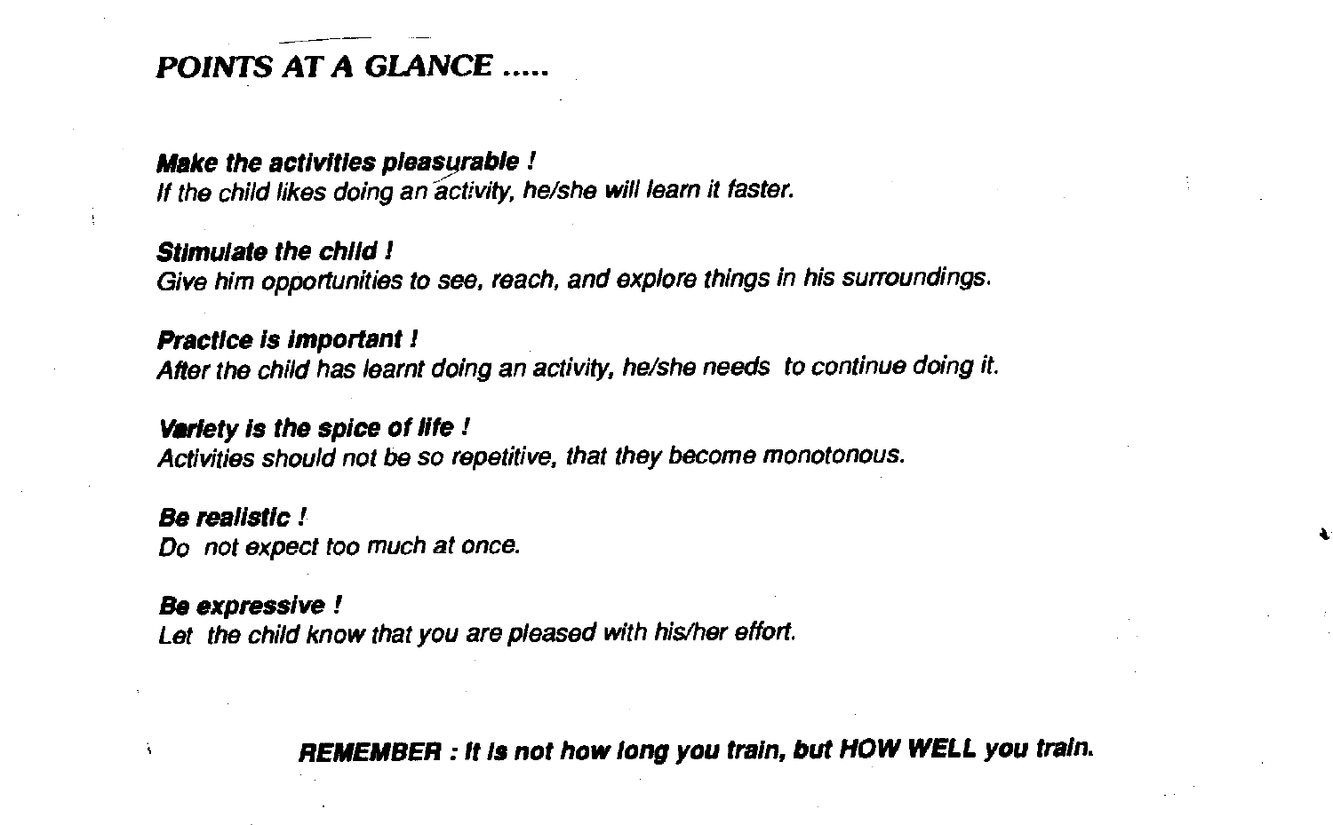## *POINTS AT A GLANCE .....*

***Make the activities pleasurable !***
*If the child likes doing an activity, he/she will learn it faster.*

***Stimulate the child !***
*Give him opportunities to see, reach, and explore things in his surroundings.*

***Practice is important !***
*After the child has learnt doing an activity, he/she needs to continue doing it.*

***Variety is the spice of life !***
*Activities should not be so repetitive, that they become monotonous.*

***Be realistic !***
*Do not expect too much at once.*

***Be expressive !***
*Let the child know that you are pleased with his/her effort.*

***REMEMBER : It is not how long you train, but HOW WELL you train.***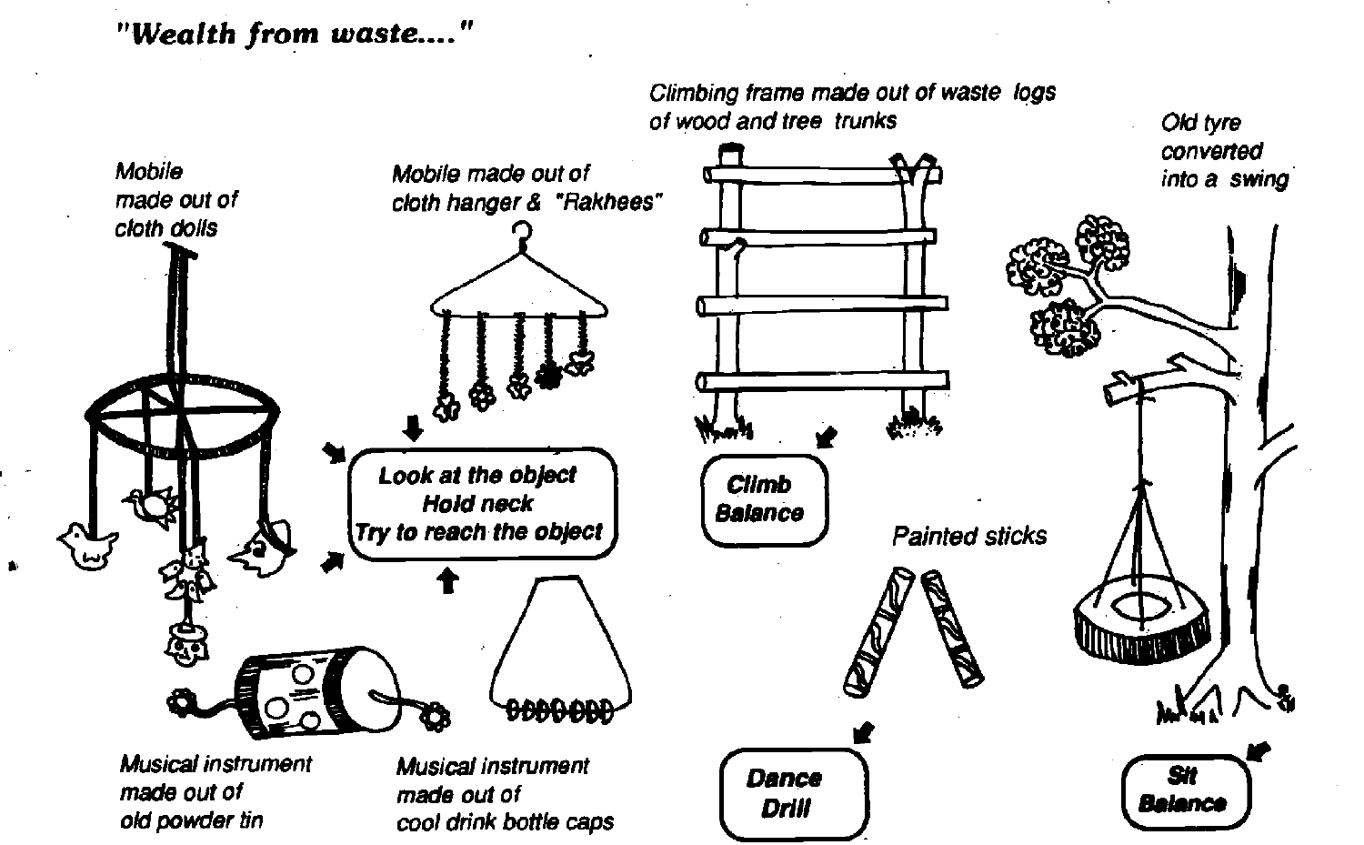*"Wealth from waste...."*

Mobile made out of cloth dolls

Mobile made out of cloth hanger & "Rakhees"

Climbing frame made out of waste logs of wood and tree trunks

Old tyre converted into a swing

**Look at the object**
**Hold neck**
**Try to reach the object**

**Climb**
**Balance**

Painted sticks

Musical instrument made out of old powder tin

Musical instrument made out of cool drink bottle caps

**Dance**
**Drill**

**Sit**
**Balance**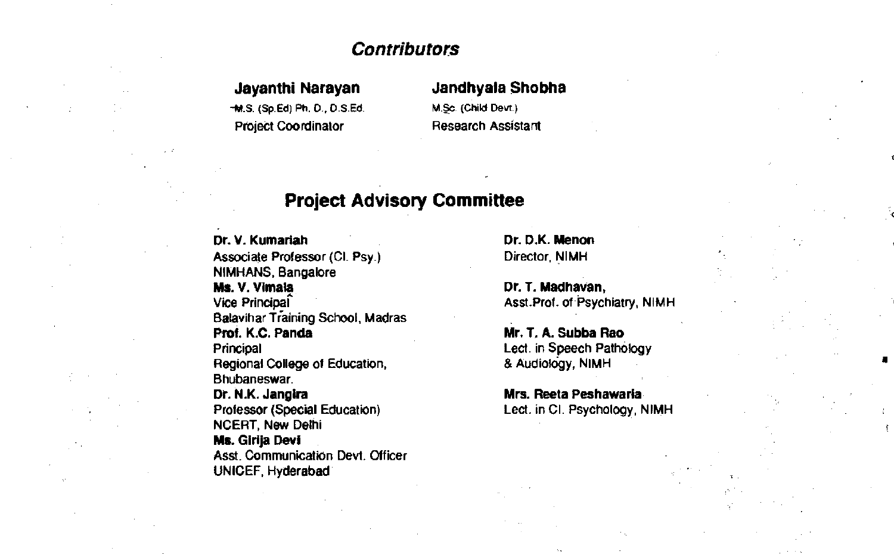## *Contributors*

**Jayanthi Narayan**
M.S. (Sp.Ed) Ph. D., D.S.Ed.
Project Coordinator

**Jandhyala Shobha**
M.Sc. (Child Devt.)
Research Assistant

## Project Advisory Committee

**Dr. V. Kumariah**
Associate Professor (Cl. Psy.)
NIMHANS, Bangalore

**Ms. V. Vimala**
Vice Principal
Balavihar Training School, Madras

**Prof. K.C. Panda**
Principal
Regional College of Education,
Bhubaneswar.

**Dr. N.K. Jangira**
Professor (Special Education)
NCERT, New Delhi

**Ms. Girija Devi**
Asst. Communication Devt. Officer
UNICEF, Hyderabad

**Dr. D.K. Menon**
Director, NIMH

**Dr. T. Madhavan,**
Asst.Prof. of Psychiatry, NIMH

**Mr. T. A. Subba Rao**
Lect. in Speech Pathology
& Audiology, NIMH

**Mrs. Reeta Peshawaria**
Lect. in Cl. Psychology, NIMH